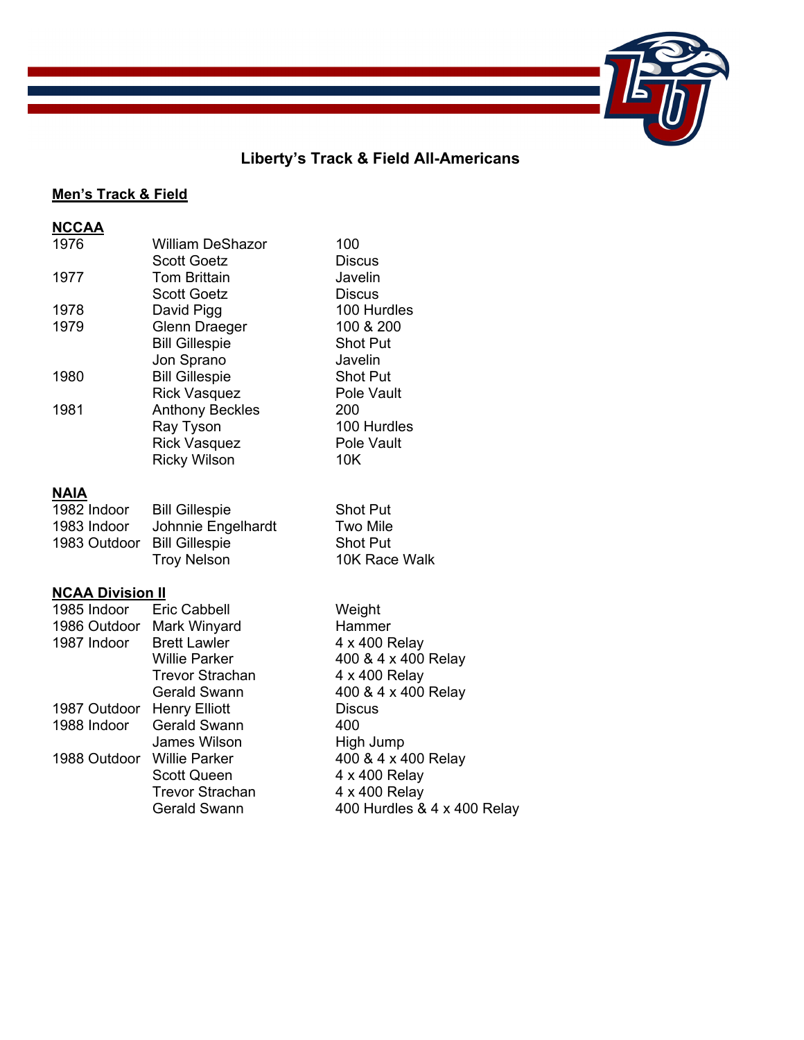# Liberty's Track & Field All-Americans

## Men's Track & Field

### NCCAA

| | | |
|---|---|---|
| 1976 | William DeShazor | 100 |
| | Scott Goetz | Discus |
| 1977 | Tom Brittain | Javelin |
| | Scott Goetz | Discus |
| 1978 | David Pigg | 100 Hurdles |
| 1979 | Glenn Draeger | 100 & 200 |
| | Bill Gillespie | Shot Put |
| | Jon Sprano | Javelin |
| 1980 | Bill Gillespie | Shot Put |
| | Rick Vasquez | Pole Vault |
| 1981 | Anthony Beckles | 200 |
| | Ray Tyson | 100 Hurdles |
| | Rick Vasquez | Pole Vault |
| | Ricky Wilson | 10K |

### NAIA

| | | |
|---|---|---|
| 1982 Indoor | Bill Gillespie | Shot Put |
| 1983 Indoor | Johnnie Engelhardt | Two Mile |
| 1983 Outdoor | Bill Gillespie | Shot Put |
| | Troy Nelson | 10K Race Walk |

### NCAA Division II

| | | |
|---|---|---|
| 1985 Indoor | Eric Cabbell | Weight |
| 1986 Outdoor | Mark Winyard | Hammer |
| 1987 Indoor | Brett Lawler | 4 x 400 Relay |
| | Willie Parker | 400 & 4 x 400 Relay |
| | Trevor Strachan | 4 x 400 Relay |
| | Gerald Swann | 400 & 4 x 400 Relay |
| 1987 Outdoor | Henry Elliott | Discus |
| 1988 Indoor | Gerald Swann | 400 |
| | James Wilson | High Jump |
| 1988 Outdoor | Willie Parker | 400 & 4 x 400 Relay |
| | Scott Queen | 4 x 400 Relay |
| | Trevor Strachan | 4 x 400 Relay |
| | Gerald Swann | 400 Hurdles & 4 x 400 Relay |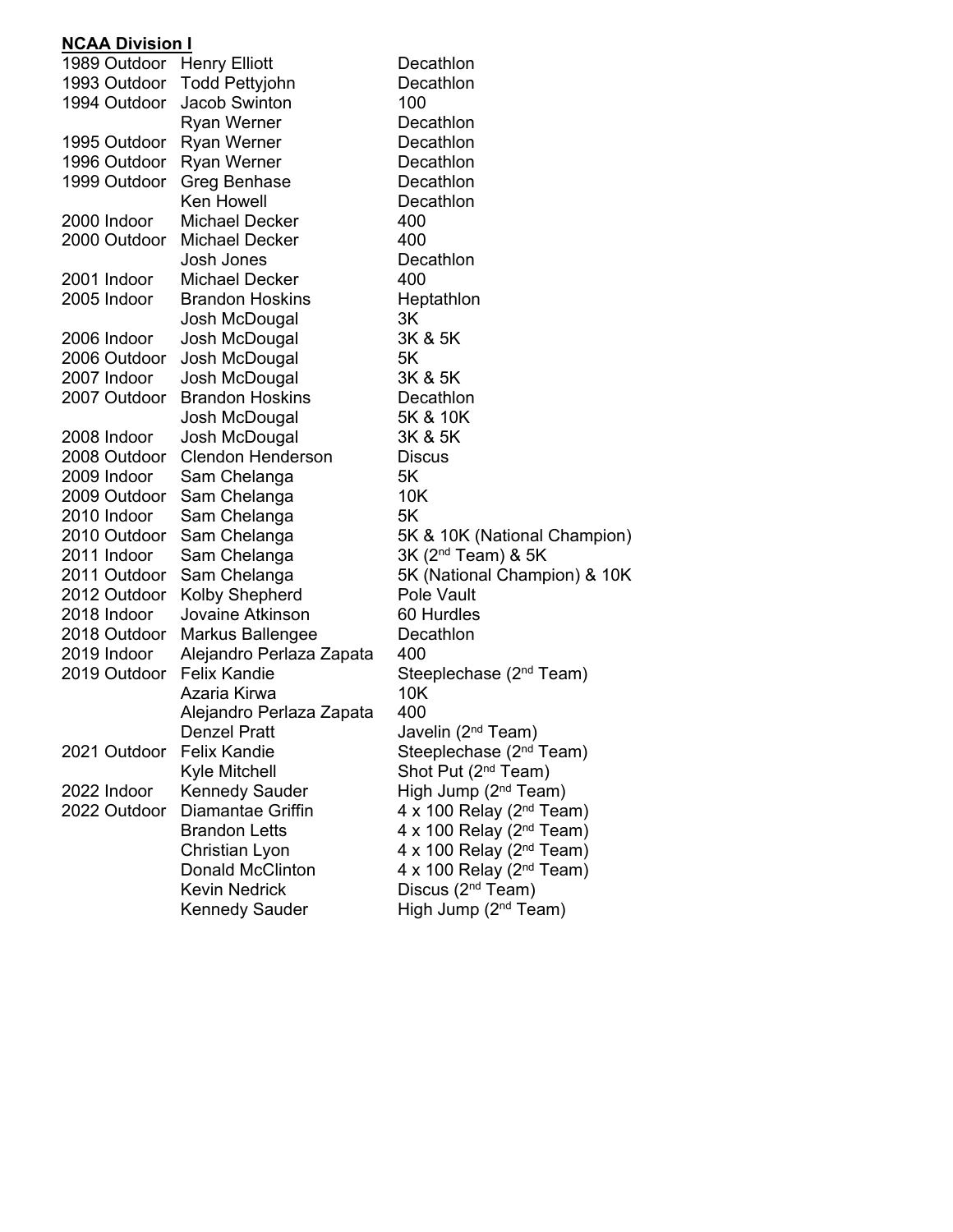**NCAA Division I**

| | | |
|---|---|---|
| 1989 Outdoor | Henry Elliott | Decathlon |
| 1993 Outdoor | Todd Pettyjohn | Decathlon |
| 1994 Outdoor | Jacob Swinton | 100 |
| | Ryan Werner | Decathlon |
| 1995 Outdoor | Ryan Werner | Decathlon |
| 1996 Outdoor | Ryan Werner | Decathlon |
| 1999 Outdoor | Greg Benhase | Decathlon |
| | Ken Howell | Decathlon |
| 2000 Indoor | Michael Decker | 400 |
| 2000 Outdoor | Michael Decker | 400 |
| | Josh Jones | Decathlon |
| 2001 Indoor | Michael Decker | 400 |
| 2005 Indoor | Brandon Hoskins | Heptathlon |
| | Josh McDougal | 3K |
| 2006 Indoor | Josh McDougal | 3K & 5K |
| 2006 Outdoor | Josh McDougal | 5K |
| 2007 Indoor | Josh McDougal | 3K & 5K |
| 2007 Outdoor | Brandon Hoskins | Decathlon |
| | Josh McDougal | 5K & 10K |
| 2008 Indoor | Josh McDougal | 3K & 5K |
| 2008 Outdoor | Clendon Henderson | Discus |
| 2009 Indoor | Sam Chelanga | 5K |
| 2009 Outdoor | Sam Chelanga | 10K |
| 2010 Indoor | Sam Chelanga | 5K |
| 2010 Outdoor | Sam Chelanga | 5K & 10K (National Champion) |
| 2011 Indoor | Sam Chelanga | 3K (2nd Team) & 5K |
| 2011 Outdoor | Sam Chelanga | 5K (National Champion) & 10K |
| 2012 Outdoor | Kolby Shepherd | Pole Vault |
| 2018 Indoor | Jovaine Atkinson | 60 Hurdles |
| 2018 Outdoor | Markus Ballengee | Decathlon |
| 2019 Indoor | Alejandro Perlaza Zapata | 400 |
| 2019 Outdoor | Felix Kandie | Steeplechase (2nd Team) |
| | Azaria Kirwa | 10K |
| | Alejandro Perlaza Zapata | 400 |
| | Denzel Pratt | Javelin (2nd Team) |
| 2021 Outdoor | Felix Kandie | Steeplechase (2nd Team) |
| | Kyle Mitchell | Shot Put (2nd Team) |
| 2022 Indoor | Kennedy Sauder | High Jump (2nd Team) |
| 2022 Outdoor | Diamantae Griffin | 4 x 100 Relay (2nd Team) |
| | Brandon Letts | 4 x 100 Relay (2nd Team) |
| | Christian Lyon | 4 x 100 Relay (2nd Team) |
| | Donald McClinton | 4 x 100 Relay (2nd Team) |
| | Kevin Nedrick | Discus (2nd Team) |
| | Kennedy Sauder | High Jump (2nd Team) |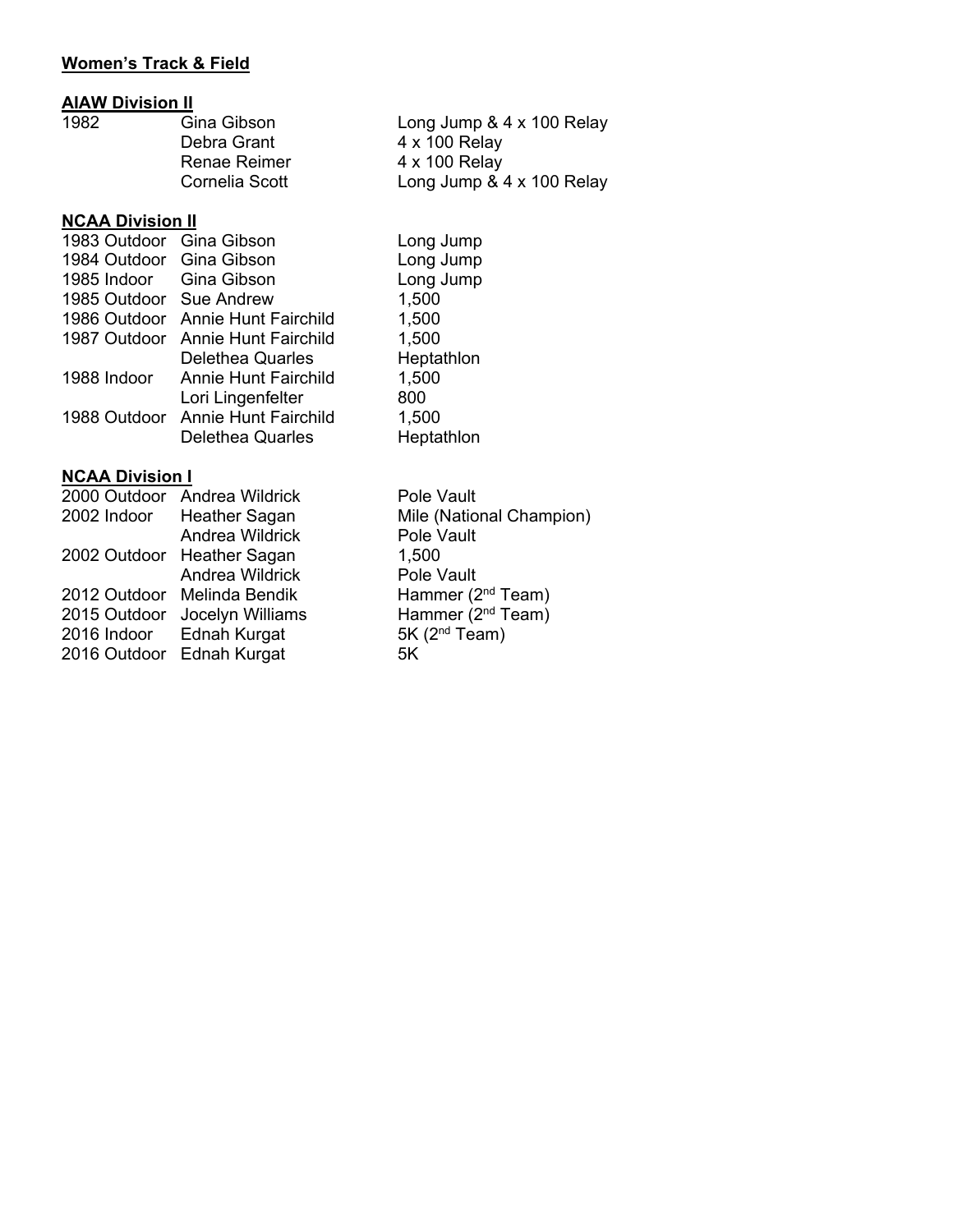**Women's Track & Field**

**AIAW Division II**

| | | |
|---|---|---|
| 1982 | Gina Gibson | Long Jump & 4 x 100 Relay |
| | Debra Grant | 4 x 100 Relay |
| | Renae Reimer | 4 x 100 Relay |
| | Cornelia Scott | Long Jump & 4 x 100 Relay |

**NCAA Division II**

| | | |
|---|---|---|
| 1983 Outdoor | Gina Gibson | Long Jump |
| 1984 Outdoor | Gina Gibson | Long Jump |
| 1985 Indoor | Gina Gibson | Long Jump |
| 1985 Outdoor | Sue Andrew | 1,500 |
| 1986 Outdoor | Annie Hunt Fairchild | 1,500 |
| 1987 Outdoor | Annie Hunt Fairchild | 1,500 |
| | Delethea Quarles | Heptathlon |
| 1988 Indoor | Annie Hunt Fairchild | 1,500 |
| | Lori Lingenfelter | 800 |
| 1988 Outdoor | Annie Hunt Fairchild | 1,500 |
| | Delethea Quarles | Heptathlon |

**NCAA Division I**

| | | |
|---|---|---|
| 2000 Outdoor | Andrea Wildrick | Pole Vault |
| 2002 Indoor | Heather Sagan | Mile (National Champion) |
| | Andrea Wildrick | Pole Vault |
| 2002 Outdoor | Heather Sagan | 1,500 |
| | Andrea Wildrick | Pole Vault |
| 2012 Outdoor | Melinda Bendik | Hammer (2nd Team) |
| 2015 Outdoor | Jocelyn Williams | Hammer (2nd Team) |
| 2016 Indoor | Ednah Kurgat | 5K (2nd Team) |
| 2016 Outdoor | Ednah Kurgat | 5K |